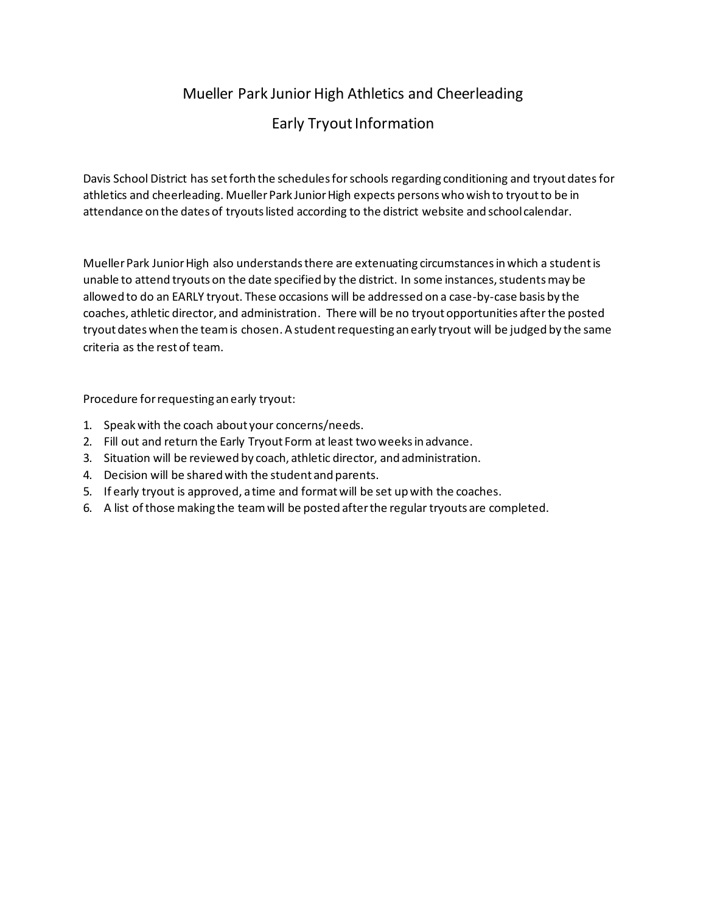# Mueller Park Junior High Athletics and Cheerleading

## Early Tryout Information

Davis School District has set forth the schedules for schools regarding conditioning and tryout dates for athletics and cheerleading. Mueller Park Junior High expects persons who wish to tryout to be in attendance on the dates of tryouts listed according to the district website and school calendar.

Mueller Park Junior High also understands there are extenuating circumstances in which a student is unable to attend tryouts on the date specified by the district. In some instances, students may be allowed to do an EARLY tryout. These occasions will be addressed on a case-by-case basis by the coaches, athletic director, and administration. There will be no tryout opportunities after the posted tryout dates when the team is chosen. A student requesting an early tryout will be judged by the same criteria as the rest of team.

Procedure for requesting an early tryout:

1. Speak with the coach about your concerns/needs.
2. Fill out and return the Early Tryout Form at least two weeks in advance.
3. Situation will be reviewed by coach, athletic director, and administration.
4. Decision will be shared with the student and parents.
5. If early tryout is approved, a time and format will be set up with the coaches.
6. A list of those making the team will be posted after the regular tryouts are completed.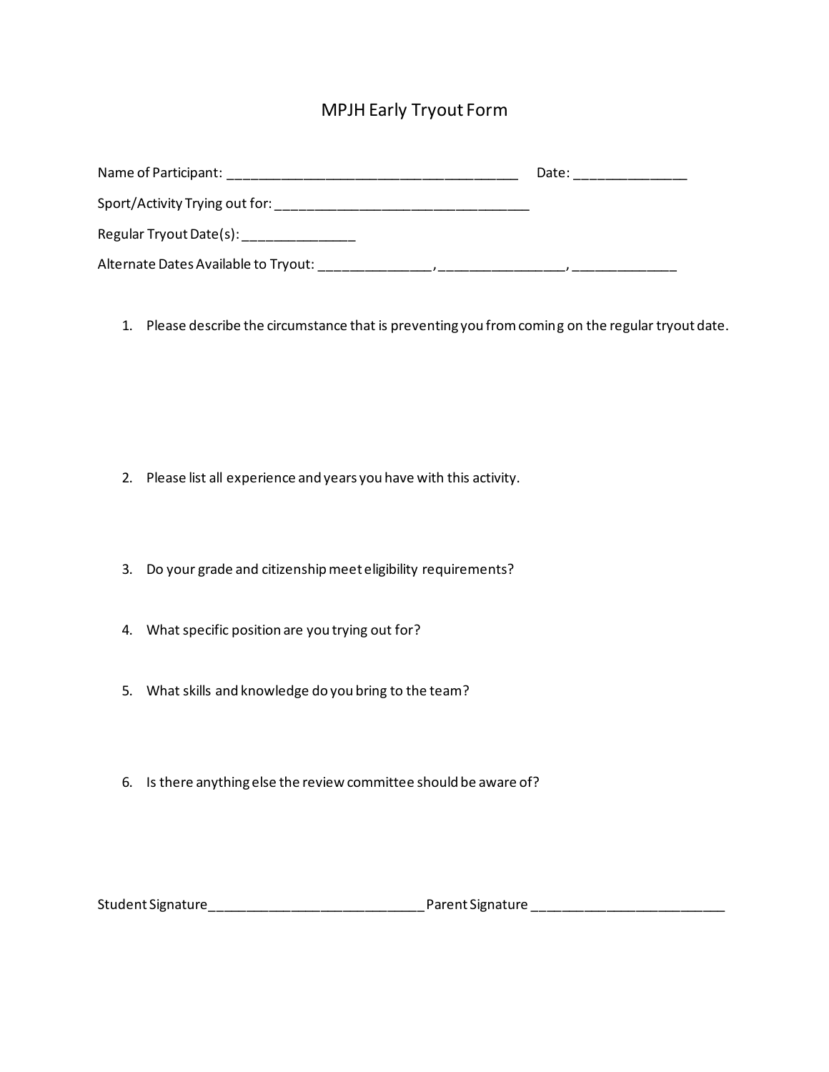# MPJH Early Tryout Form

Name of Participant: ______________________________________ Date: _______________

Sport/Activity Trying out for: _________________________________

Regular Tryout Date(s): _______________

Alternate Dates Available to Tryout: _______________, _________________, ______________

1. Please describe the circumstance that is preventing you from coming on the regular tryout date.

2. Please list all experience and years you have with this activity.

3. Do your grade and citizenship meet eligibility requirements?

4. What specific position are you trying out for?

5. What skills and knowledge do you bring to the team?

6. Is there anything else the review committee should be aware of?

Student Signature____________________________ Parent Signature __________________________